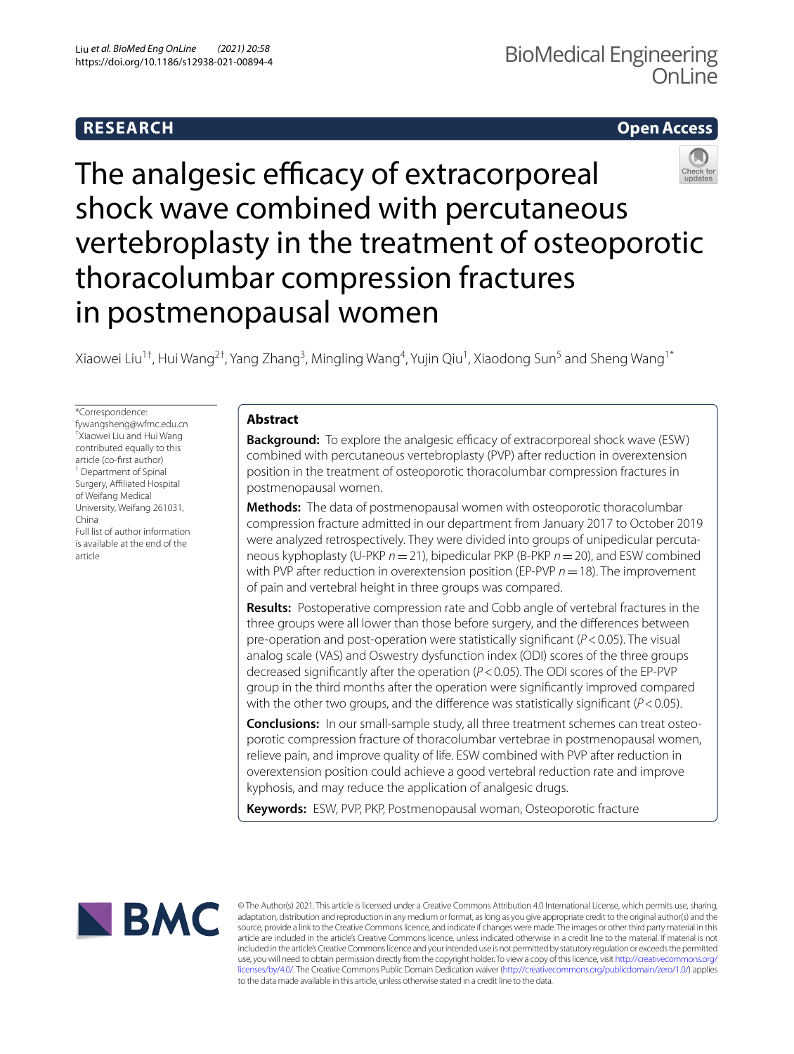RESEARCH

Open Access

# The analgesic efficacy of extracorporeal shock wave combined with percutaneous vertebroplasty in the treatment of osteoporotic thoracolumbar compression fractures in postmenopausal women

Xiaowei Liu[1†], Hui Wang[2†], Yang Zhang[3], Mingling Wang[4], Yujin Qiu[1], Xiaodong Sun[5] and Sheng Wang[1*]

*Correspondence: fywangsheng@wfmc.edu.cn
†Xiaowei Liu and Hui Wang contributed equally to this article (co-first author)
[1] Department of Spinal Surgery, Affiliated Hospital of Weifang Medical University, Weifang 261031, China
Full list of author information is available at the end of the article

## Abstract

**Background:** To explore the analgesic efficacy of extracorporeal shock wave (ESW) combined with percutaneous vertebroplasty (PVP) after reduction in overextension position in the treatment of osteoporotic thoracolumbar compression fractures in postmenopausal women.

**Methods:** The data of postmenopausal women with osteoporotic thoracolumbar compression fracture admitted in our department from January 2017 to October 2019 were analyzed retrospectively. They were divided into groups of unipedicular percutaneous kyphoplasty (U-PKP $n = 21$), bipedicular PKP (B-PKP $n = 20$), and ESW combined with PVP after reduction in overextension position (EP-PVP $n = 18$). The improvement of pain and vertebral height in three groups was compared.

**Results:** Postoperative compression rate and Cobb angle of vertebral fractures in the three groups were all lower than those before surgery, and the differences between pre-operation and post-operation were statistically significant ($P < 0.05$). The visual analog scale (VAS) and Oswestry dysfunction index (ODI) scores of the three groups decreased significantly after the operation ($P < 0.05$). The ODI scores of the EP-PVP group in the third months after the operation were significantly improved compared with the other two groups, and the difference was statistically significant ($P < 0.05$).

**Conclusions:** In our small-sample study, all three treatment schemes can treat osteoporotic compression fracture of thoracolumbar vertebrae in postmenopausal women, relieve pain, and improve quality of life. ESW combined with PVP after reduction in overextension position could achieve a good vertebral reduction rate and improve kyphosis, and may reduce the application of analgesic drugs.

**Keywords:** ESW, PVP, PKP, Postmenopausal woman, Osteoporotic fracture

© The Author(s) 2021. This article is licensed under a Creative Commons Attribution 4.0 International License, which permits use, sharing, adaptation, distribution and reproduction in any medium or format, as long as you give appropriate credit to the original author(s) and the source, provide a link to the Creative Commons licence, and indicate if changes were made. The images or other third party material in this article are included in the article's Creative Commons licence, unless indicated otherwise in a credit line to the material. If material is not included in the article's Creative Commons licence and your intended use is not permitted by statutory regulation or exceeds the permitted use, you will need to obtain permission directly from the copyright holder. To view a copy of this licence, visit http://creativecommons.org/licenses/by/4.0/. The Creative Commons Public Domain Dedication waiver (http://creativecommons.org/publicdomain/zero/1.0/) applies to the data made available in this article, unless otherwise stated in a credit line to the data.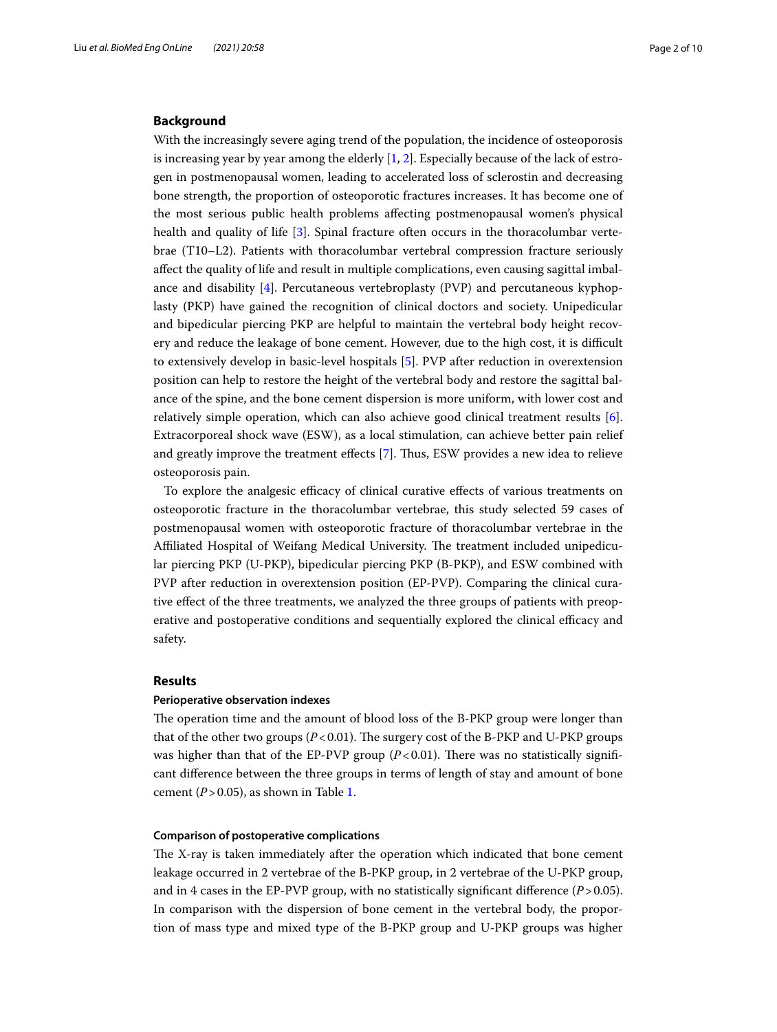## Background

With the increasingly severe aging trend of the population, the incidence of osteoporosis is increasing year by year among the elderly [1, 2]. Especially because of the lack of estrogen in postmenopausal women, leading to accelerated loss of sclerostin and decreasing bone strength, the proportion of osteoporotic fractures increases. It has become one of the most serious public health problems affecting postmenopausal women's physical health and quality of life [3]. Spinal fracture often occurs in the thoracolumbar vertebrae (T10–L2). Patients with thoracolumbar vertebral compression fracture seriously affect the quality of life and result in multiple complications, even causing sagittal imbalance and disability [4]. Percutaneous vertebroplasty (PVP) and percutaneous kyphoplasty (PKP) have gained the recognition of clinical doctors and society. Unipedicular and bipedicular piercing PKP are helpful to maintain the vertebral body height recovery and reduce the leakage of bone cement. However, due to the high cost, it is difficult to extensively develop in basic-level hospitals [5]. PVP after reduction in overextension position can help to restore the height of the vertebral body and restore the sagittal balance of the spine, and the bone cement dispersion is more uniform, with lower cost and relatively simple operation, which can also achieve good clinical treatment results [6]. Extracorporeal shock wave (ESW), as a local stimulation, can achieve better pain relief and greatly improve the treatment effects [7]. Thus, ESW provides a new idea to relieve osteoporosis pain.

To explore the analgesic efficacy of clinical curative effects of various treatments on osteoporotic fracture in the thoracolumbar vertebrae, this study selected 59 cases of postmenopausal women with osteoporotic fracture of thoracolumbar vertebrae in the Affiliated Hospital of Weifang Medical University. The treatment included unipedicular piercing PKP (U-PKP), bipedicular piercing PKP (B-PKP), and ESW combined with PVP after reduction in overextension position (EP-PVP). Comparing the clinical curative effect of the three treatments, we analyzed the three groups of patients with preoperative and postoperative conditions and sequentially explored the clinical efficacy and safety.

## Results

### Perioperative observation indexes

The operation time and the amount of blood loss of the B-PKP group were longer than that of the other two groups ($P<0.01$). The surgery cost of the B-PKP and U-PKP groups was higher than that of the EP-PVP group ($P<0.01$). There was no statistically significant difference between the three groups in terms of length of stay and amount of bone cement ($P>0.05$), as shown in Table 1.

### Comparison of postoperative complications

The X-ray is taken immediately after the operation which indicated that bone cement leakage occurred in 2 vertebrae of the B-PKP group, in 2 vertebrae of the U-PKP group, and in 4 cases in the EP-PVP group, with no statistically significant difference ($P>0.05$). In comparison with the dispersion of bone cement in the vertebral body, the proportion of mass type and mixed type of the B-PKP group and U-PKP groups was higher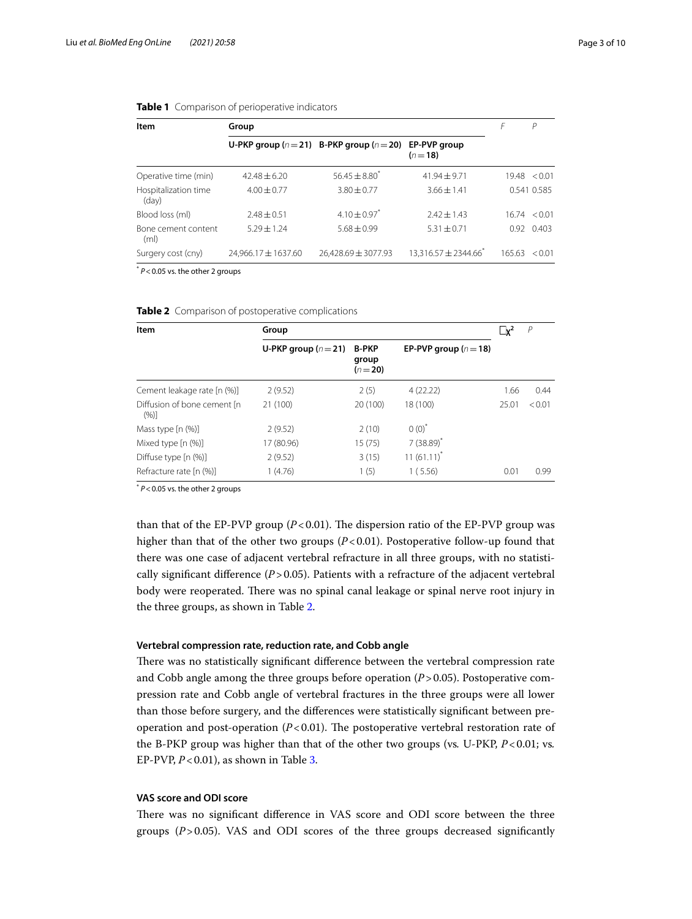**Table 1** Comparison of perioperative indicators

| Item | Group | | | $F$ | $P$ |
|---|---|---|---|---|---|
| | U-PKP group ($n=21$) | B-PKP group ($n=20$) | EP-PVP group ($n=18$) | | |
| Operative time (min) | 42.48 ± 6.20 | 56.45 ± 8.80* | 41.94 ± 9.71 | 19.48 | < 0.01 |
| Hospitalization time (day) | 4.00 ± 0.77 | 3.80 ± 0.77 | 3.66 ± 1.41 | 0.541 | 0.585 |
| Blood loss (ml) | 2.48 ± 0.51 | 4.10 ± 0.97* | 2.42 ± 1.43 | 16.74 | < 0.01 |
| Bone cement content (ml) | 5.29 ± 1.24 | 5.68 ± 0.99 | 5.31 ± 0.71 | 0.92 | 0.403 |
| Surgery cost (cny) | 24,966.17 ± 1637.60 | 26,428.69 ± 3077.93 | 13,316.57 ± 2344.66* | 165.63 | < 0.01 |

\* $P<0.05$ vs. the other 2 groups

**Table 2** Comparison of postoperative complications

| Item | Group | | | $\chi^2$ | $P$ |
|---|---|---|---|---|---|
| | U-PKP group ($n=21$) | B-PKP group ($n=20$) | EP-PVP group ($n=18$) | | |
| Cement leakage rate [n (%)] | 2 (9.52) | 2 (5) | 4 (22.22) | 1.66 | 0.44 |
| Diffusion of bone cement [n (%)] | 21 (100) | 20 (100) | 18 (100) | 25.01 | < 0.01 |
| Mass type [n (%)] | 2 (9.52) | 2 (10) | 0 (0)* | | |
| Mixed type [n (%)] | 17 (80.96) | 15 (75) | 7 (38.89)* | | |
| Diffuse type [n (%)] | 2 (9.52) | 3 (15) | 11 (61.11)* | | |
| Refracture rate [n (%)] | 1 (4.76) | 1 (5) | 1 (5.56) | 0.01 | 0.99 |

\* $P<0.05$ vs. the other 2 groups

than that of the EP-PVP group ($P<0.01$). The dispersion ratio of the EP-PVP group was higher than that of the other two groups ($P<0.01$). Postoperative follow-up found that there was one case of adjacent vertebral refracture in all three groups, with no statistically significant difference ($P>0.05$). Patients with a refracture of the adjacent vertebral body were reoperated. There was no spinal canal leakage or spinal nerve root injury in the three groups, as shown in Table 2.

### Vertebral compression rate, reduction rate, and Cobb angle

There was no statistically significant difference between the vertebral compression rate and Cobb angle among the three groups before operation ($P>0.05$). Postoperative compression rate and Cobb angle of vertebral fractures in the three groups were all lower than those before surgery, and the differences were statistically significant between pre-operation and post-operation ($P<0.01$). The postoperative vertebral restoration rate of the B-PKP group was higher than that of the other two groups (vs. U-PKP, $P<0.01$; vs. EP-PVP, $P<0.01$), as shown in Table 3.

### VAS score and ODI score

There was no significant difference in VAS score and ODI score between the three groups ($P>0.05$). VAS and ODI scores of the three groups decreased significantly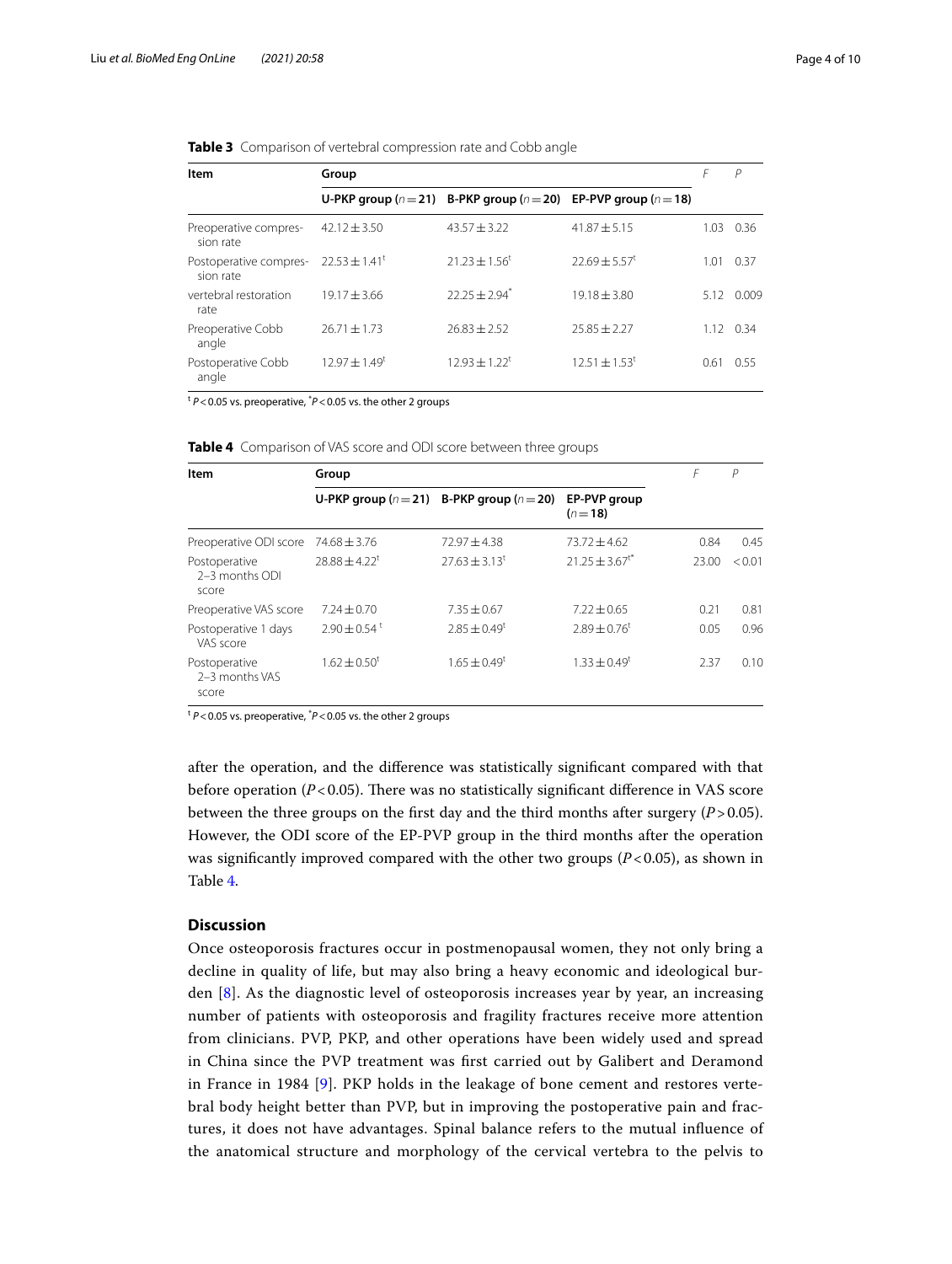**Table 3** Comparison of vertebral compression rate and Cobb angle

| Item | Group | | | $F$ | $P$ |
|---|---|---|---|---|---|
| | U-PKP group ($n = 21$) | B-PKP group ($n = 20$) | EP-PVP group ($n = 18$) | | |
| Preoperative compression rate | 42.12 ± 3.50 | 43.57 ± 3.22 | 41.87 ± 5.15 | 1.03 | 0.36 |
| Postoperative compression rate | 22.53 ± 1.41[t] | 21.23 ± 1.56[t] | 22.69 ± 5.57[t] | 1.01 | 0.37 |
| vertebral restoration rate | 19.17 ± 3.66 | 22.25 ± 2.94[*] | 19.18 ± 3.80 | 5.12 | 0.009 |
| Preoperative Cobb angle | 26.71 ± 1.73 | 26.83 ± 2.52 | 25.85 ± 2.27 | 1.12 | 0.34 |
| Postoperative Cobb angle | 12.97 ± 1.49[t] | 12.93 ± 1.22[t] | 12.51 ± 1.53[t] | 0.61 | 0.55 |

[t] $P < 0.05$ vs. preoperative, [*] $P < 0.05$ vs. the other 2 groups

**Table 4** Comparison of VAS score and ODI score between three groups

| Item | Group | | | $F$ | $P$ |
|---|---|---|---|---|---|
| | U-PKP group ($n = 21$) | B-PKP group ($n = 20$) | EP-PVP group ($n = 18$) | | |
| Preoperative ODI score | 74.68 ± 3.76 | 72.97 ± 4.38 | 73.72 ± 4.62 | 0.84 | 0.45 |
| Postoperative 2–3 months ODI score | 28.88 ± 4.22[t] | 27.63 ± 3.13[t] | 21.25 ± 3.67[t*] | 23.00 | < 0.01 |
| Preoperative VAS score | 7.24 ± 0.70 | 7.35 ± 0.67 | 7.22 ± 0.65 | 0.21 | 0.81 |
| Postoperative 1 days VAS score | 2.90 ± 0.54[t] | 2.85 ± 0.49[t] | 2.89 ± 0.76[t] | 0.05 | 0.96 |
| Postoperative 2–3 months VAS score | 1.62 ± 0.50[t] | 1.65 ± 0.49[t] | 1.33 ± 0.49[t] | 2.37 | 0.10 |

[t] $P < 0.05$ vs. preoperative, [*] $P < 0.05$ vs. the other 2 groups

after the operation, and the difference was statistically significant compared with that before operation ($P < 0.05$). There was no statistically significant difference in VAS score between the three groups on the first day and the third months after surgery ($P > 0.05$). However, the ODI score of the EP-PVP group in the third months after the operation was significantly improved compared with the other two groups ($P < 0.05$), as shown in Table 4.

## Discussion

Once osteoporosis fractures occur in postmenopausal women, they not only bring a decline in quality of life, but may also bring a heavy economic and ideological burden [8]. As the diagnostic level of osteoporosis increases year by year, an increasing number of patients with osteoporosis and fragility fractures receive more attention from clinicians. PVP, PKP, and other operations have been widely used and spread in China since the PVP treatment was first carried out by Galibert and Deramond in France in 1984 [9]. PKP holds in the leakage of bone cement and restores vertebral body height better than PVP, but in improving the postoperative pain and fractures, it does not have advantages. Spinal balance refers to the mutual influence of the anatomical structure and morphology of the cervical vertebra to the pelvis to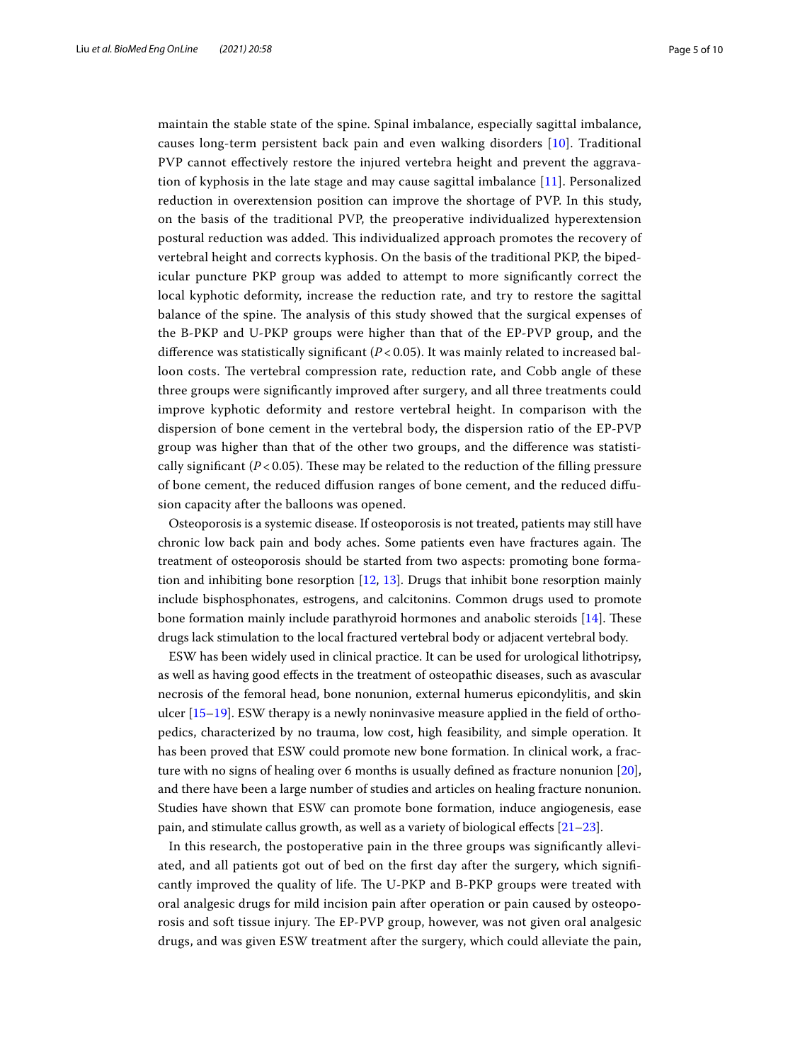maintain the stable state of the spine. Spinal imbalance, especially sagittal imbalance, causes long-term persistent back pain and even walking disorders [10]. Traditional PVP cannot effectively restore the injured vertebra height and prevent the aggravation of kyphosis in the late stage and may cause sagittal imbalance [11]. Personalized reduction in overextension position can improve the shortage of PVP. In this study, on the basis of the traditional PVP, the preoperative individualized hyperextension postural reduction was added. This individualized approach promotes the recovery of vertebral height and corrects kyphosis. On the basis of the traditional PKP, the bipedicular puncture PKP group was added to attempt to more significantly correct the local kyphotic deformity, increase the reduction rate, and try to restore the sagittal balance of the spine. The analysis of this study showed that the surgical expenses of the B-PKP and U-PKP groups were higher than that of the EP-PVP group, and the difference was statistically significant ($P < 0.05$). It was mainly related to increased balloon costs. The vertebral compression rate, reduction rate, and Cobb angle of these three groups were significantly improved after surgery, and all three treatments could improve kyphotic deformity and restore vertebral height. In comparison with the dispersion of bone cement in the vertebral body, the dispersion ratio of the EP-PVP group was higher than that of the other two groups, and the difference was statistically significant ($P < 0.05$). These may be related to the reduction of the filling pressure of bone cement, the reduced diffusion ranges of bone cement, and the reduced diffusion capacity after the balloons was opened.

Osteoporosis is a systemic disease. If osteoporosis is not treated, patients may still have chronic low back pain and body aches. Some patients even have fractures again. The treatment of osteoporosis should be started from two aspects: promoting bone formation and inhibiting bone resorption [12, 13]. Drugs that inhibit bone resorption mainly include bisphosphonates, estrogens, and calcitonins. Common drugs used to promote bone formation mainly include parathyroid hormones and anabolic steroids [14]. These drugs lack stimulation to the local fractured vertebral body or adjacent vertebral body.

ESW has been widely used in clinical practice. It can be used for urological lithotripsy, as well as having good effects in the treatment of osteopathic diseases, such as avascular necrosis of the femoral head, bone nonunion, external humerus epicondylitis, and skin ulcer [15–19]. ESW therapy is a newly noninvasive measure applied in the field of orthopedics, characterized by no trauma, low cost, high feasibility, and simple operation. It has been proved that ESW could promote new bone formation. In clinical work, a fracture with no signs of healing over 6 months is usually defined as fracture nonunion [20], and there have been a large number of studies and articles on healing fracture nonunion. Studies have shown that ESW can promote bone formation, induce angiogenesis, ease pain, and stimulate callus growth, as well as a variety of biological effects [21–23].

In this research, the postoperative pain in the three groups was significantly alleviated, and all patients got out of bed on the first day after the surgery, which significantly improved the quality of life. The U-PKP and B-PKP groups were treated with oral analgesic drugs for mild incision pain after operation or pain caused by osteoporosis and soft tissue injury. The EP-PVP group, however, was not given oral analgesic drugs, and was given ESW treatment after the surgery, which could alleviate the pain,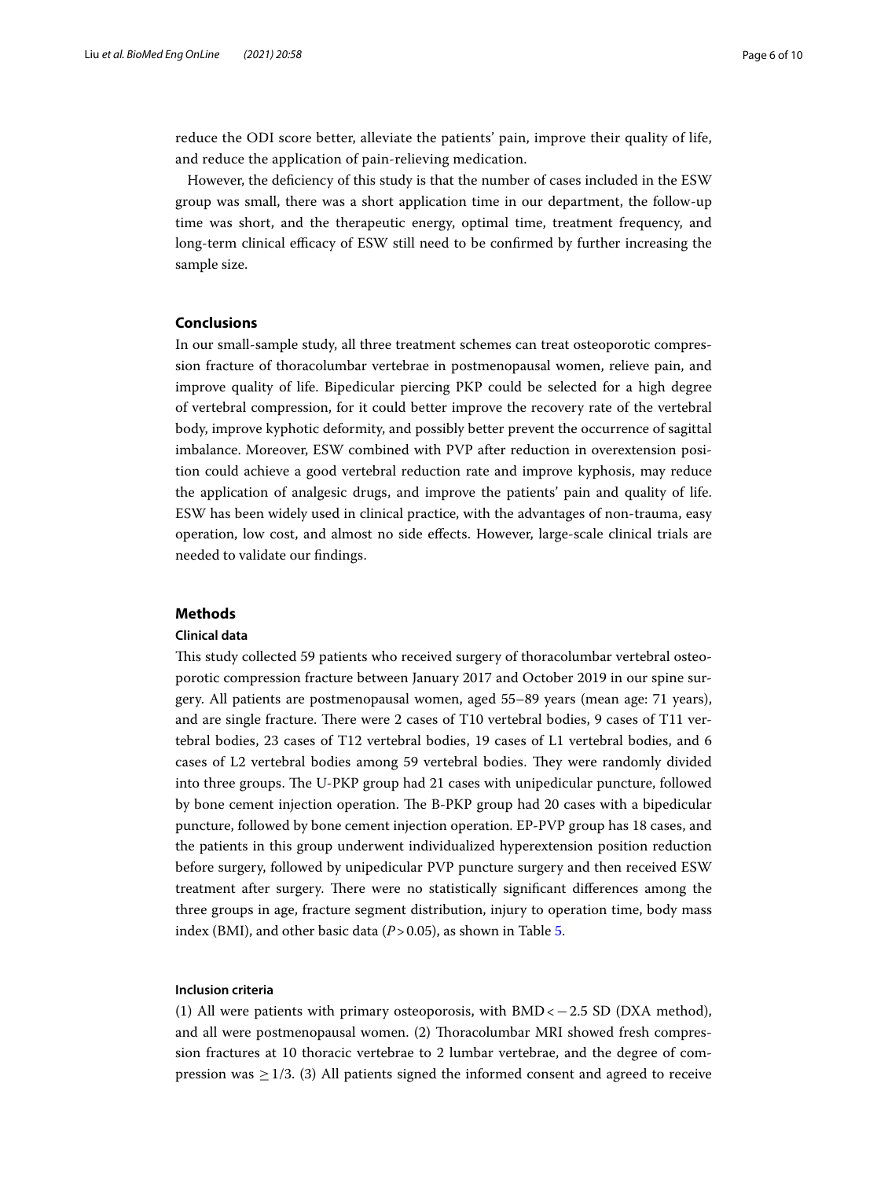reduce the ODI score better, alleviate the patients' pain, improve their quality of life, and reduce the application of pain-relieving medication.

However, the deficiency of this study is that the number of cases included in the ESW group was small, there was a short application time in our department, the follow-up time was short, and the therapeutic energy, optimal time, treatment frequency, and long-term clinical efficacy of ESW still need to be confirmed by further increasing the sample size.

## Conclusions

In our small-sample study, all three treatment schemes can treat osteoporotic compression fracture of thoracolumbar vertebrae in postmenopausal women, relieve pain, and improve quality of life. Bipedicular piercing PKP could be selected for a high degree of vertebral compression, for it could better improve the recovery rate of the vertebral body, improve kyphotic deformity, and possibly better prevent the occurrence of sagittal imbalance. Moreover, ESW combined with PVP after reduction in overextension position could achieve a good vertebral reduction rate and improve kyphosis, may reduce the application of analgesic drugs, and improve the patients' pain and quality of life. ESW has been widely used in clinical practice, with the advantages of non-trauma, easy operation, low cost, and almost no side effects. However, large-scale clinical trials are needed to validate our findings.

## Methods

### Clinical data

This study collected 59 patients who received surgery of thoracolumbar vertebral osteoporotic compression fracture between January 2017 and October 2019 in our spine surgery. All patients are postmenopausal women, aged 55–89 years (mean age: 71 years), and are single fracture. There were 2 cases of T10 vertebral bodies, 9 cases of T11 vertebral bodies, 23 cases of T12 vertebral bodies, 19 cases of L1 vertebral bodies, and 6 cases of L2 vertebral bodies among 59 vertebral bodies. They were randomly divided into three groups. The U-PKP group had 21 cases with unipedicular puncture, followed by bone cement injection operation. The B-PKP group had 20 cases with a bipedicular puncture, followed by bone cement injection operation. EP-PVP group has 18 cases, and the patients in this group underwent individualized hyperextension position reduction before surgery, followed by unipedicular PVP puncture surgery and then received ESW treatment after surgery. There were no statistically significant differences among the three groups in age, fracture segment distribution, injury to operation time, body mass index (BMI), and other basic data ($P > 0.05$), as shown in Table 5.

### Inclusion criteria

(1) All were patients with primary osteoporosis, with BMD $< -2.5$ SD (DXA method), and all were postmenopausal women. (2) Thoracolumbar MRI showed fresh compression fractures at 10 thoracic vertebrae to 2 lumbar vertebrae, and the degree of compression was $\geq 1/3$. (3) All patients signed the informed consent and agreed to receive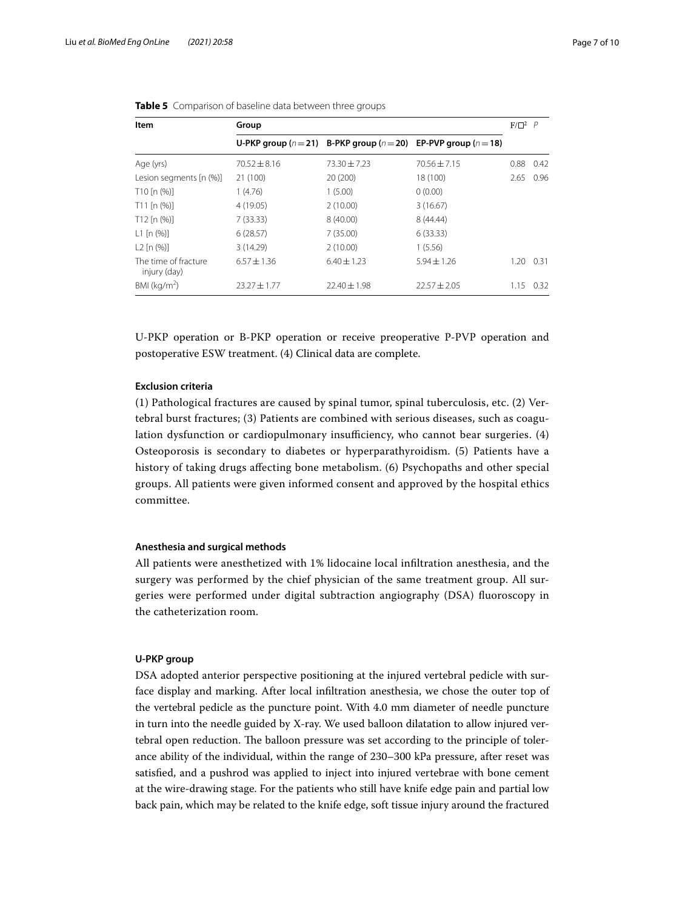**Table 5** Comparison of baseline data between three groups

| Item | Group | | | F/□[2] | P |
|---|---|---|---|---|---|
| | U-PKP group ($n=21$) | B-PKP group ($n=20$) | EP-PVP group ($n=18$) | | |
| Age (yrs) | 70.52 ± 8.16 | 73.30 ± 7.23 | 70.56 ± 7.15 | 0.88 | 0.42 |
| Lesion segments [n (%)] | 21 (100) | 20 (200) | 18 (100) | 2.65 | 0.96 |
| T10 [n (%)] | 1 (4.76) | 1 (5.00) | 0 (0.00) | | |
| T11 [n (%)] | 4 (19.05) | 2 (10.00) | 3 (16.67) | | |
| T12 [n (%)] | 7 (33.33) | 8 (40.00) | 8 (44.44) | | |
| L1 [n (%)] | 6 (28.57) | 7 (35.00) | 6 (33.33) | | |
| L2 [n (%)] | 3 (14.29) | 2 (10.00) | 1 (5.56) | | |
| The time of fracture injury (day) | 6.57 ± 1.36 | 6.40 ± 1.23 | 5.94 ± 1.26 | 1.20 | 0.31 |
| BMI (kg/m$^2$) | 23.27 ± 1.77 | 22.40 ± 1.98 | 22.57 ± 2.05 | 1.15 | 0.32 |

U-PKP operation or B-PKP operation or receive preoperative P-PVP operation and postoperative ESW treatment. (4) Clinical data are complete.

### Exclusion criteria

(1) Pathological fractures are caused by spinal tumor, spinal tuberculosis, etc. (2) Vertebral burst fractures; (3) Patients are combined with serious diseases, such as coagulation dysfunction or cardiopulmonary insufficiency, who cannot bear surgeries. (4) Osteoporosis is secondary to diabetes or hyperparathyroidism. (5) Patients have a history of taking drugs affecting bone metabolism. (6) Psychopaths and other special groups. All patients were given informed consent and approved by the hospital ethics committee.

### Anesthesia and surgical methods

All patients were anesthetized with 1% lidocaine local infiltration anesthesia, and the surgery was performed by the chief physician of the same treatment group. All surgeries were performed under digital subtraction angiography (DSA) fluoroscopy in the catheterization room.

### U-PKP group

DSA adopted anterior perspective positioning at the injured vertebral pedicle with surface display and marking. After local infiltration anesthesia, we chose the outer top of the vertebral pedicle as the puncture point. With 4.0 mm diameter of needle puncture in turn into the needle guided by X-ray. We used balloon dilatation to allow injured vertebral open reduction. The balloon pressure was set according to the principle of tolerance ability of the individual, within the range of 230–300 kPa pressure, after reset was satisfied, and a pushrod was applied to inject into injured vertebrae with bone cement at the wire-drawing stage. For the patients who still have knife edge pain and partial low back pain, which may be related to the knife edge, soft tissue injury around the fractured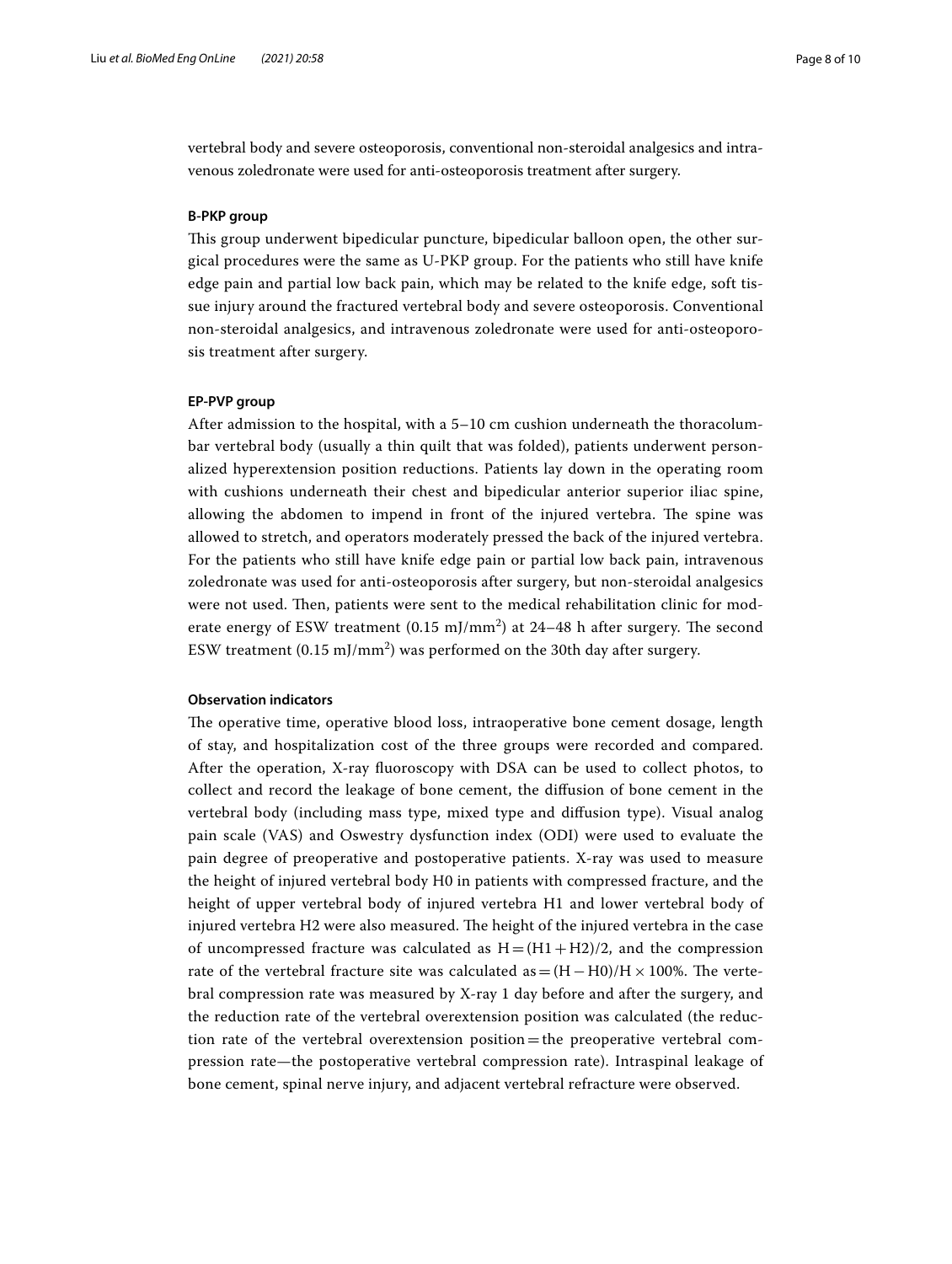vertebral body and severe osteoporosis, conventional non-steroidal analgesics and intravenous zoledronate were used for anti-osteoporosis treatment after surgery.

#### B-PKP group

This group underwent bipedicular puncture, bipedicular balloon open, the other surgical procedures were the same as U-PKP group. For the patients who still have knife edge pain and partial low back pain, which may be related to the knife edge, soft tissue injury around the fractured vertebral body and severe osteoporosis. Conventional non-steroidal analgesics, and intravenous zoledronate were used for anti-osteoporosis treatment after surgery.

#### EP-PVP group

After admission to the hospital, with a 5–10 cm cushion underneath the thoracolumbar vertebral body (usually a thin quilt that was folded), patients underwent personalized hyperextension position reductions. Patients lay down in the operating room with cushions underneath their chest and bipedicular anterior superior iliac spine, allowing the abdomen to impend in front of the injured vertebra. The spine was allowed to stretch, and operators moderately pressed the back of the injured vertebra. For the patients who still have knife edge pain or partial low back pain, intravenous zoledronate was used for anti-osteoporosis after surgery, but non-steroidal analgesics were not used. Then, patients were sent to the medical rehabilitation clinic for moderate energy of ESW treatment (0.15 mJ/mm$^2$) at 24–48 h after surgery. The second ESW treatment (0.15 mJ/mm$^2$) was performed on the 30th day after surgery.

#### Observation indicators

The operative time, operative blood loss, intraoperative bone cement dosage, length of stay, and hospitalization cost of the three groups were recorded and compared. After the operation, X-ray fluoroscopy with DSA can be used to collect photos, to collect and record the leakage of bone cement, the diffusion of bone cement in the vertebral body (including mass type, mixed type and diffusion type). Visual analog pain scale (VAS) and Oswestry dysfunction index (ODI) were used to evaluate the pain degree of preoperative and postoperative patients. X-ray was used to measure the height of injured vertebral body H0 in patients with compressed fracture, and the height of upper vertebral body of injured vertebra H1 and lower vertebral body of injured vertebra H2 were also measured. The height of the injured vertebra in the case of uncompressed fracture was calculated as $H = (H1 + H2)/2$, and the compression rate of the vertebral fracture site was calculated as $= (H - H0)/H \times 100\%$. The vertebral compression rate was measured by X-ray 1 day before and after the surgery, and the reduction rate of the vertebral overextension position was calculated (the reduction rate of the vertebral overextension position = the preoperative vertebral compression rate—the postoperative vertebral compression rate). Intraspinal leakage of bone cement, spinal nerve injury, and adjacent vertebral refracture were observed.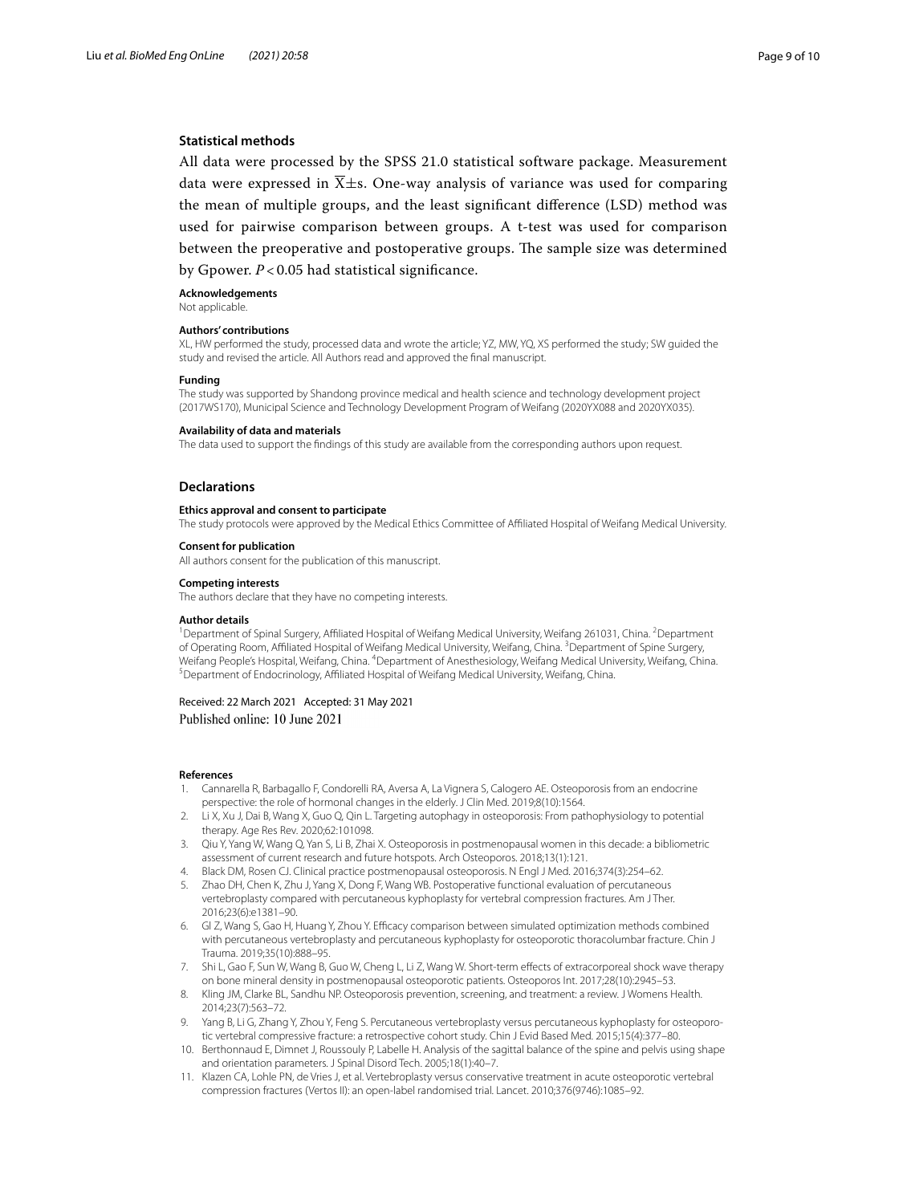## Statistical methods

All data were processed by the SPSS 21.0 statistical software package. Measurement data were expressed in $\overline{X}\pm s$. One-way analysis of variance was used for comparing the mean of multiple groups, and the least significant difference (LSD) method was used for pairwise comparison between groups. A t-test was used for comparison between the preoperative and postoperative groups. The sample size was determined by Gpower. $P<0.05$ had statistical significance.

#### Acknowledgements

Not applicable.

#### Authors' contributions

XL, HW performed the study, processed data and wrote the article; YZ, MW, YQ, XS performed the study; SW guided the study and revised the article. All Authors read and approved the final manuscript.

#### Funding

The study was supported by Shandong province medical and health science and technology development project (2017WS170), Municipal Science and Technology Development Program of Weifang (2020YX088 and 2020YX035).

#### Availability of data and materials

The data used to support the findings of this study are available from the corresponding authors upon request.

## Declarations

#### Ethics approval and consent to participate

The study protocols were approved by the Medical Ethics Committee of Affiliated Hospital of Weifang Medical University.

#### Consent for publication

All authors consent for the publication of this manuscript.

#### Competing interests

The authors declare that they have no competing interests.

#### Author details

[1]Department of Spinal Surgery, Affiliated Hospital of Weifang Medical University, Weifang 261031, China. [2]Department of Operating Room, Affiliated Hospital of Weifang Medical University, Weifang, China. [3]Department of Spine Surgery, Weifang People's Hospital, Weifang, China. [4]Department of Anesthesiology, Weifang Medical University, Weifang, China. [5]Department of Endocrinology, Affiliated Hospital of Weifang Medical University, Weifang, China.

Received: 22 March 2021 Accepted: 31 May 2021
Published online: 10 June 2021

#### References

1. Cannarella R, Barbagallo F, Condorelli RA, Aversa A, La Vignera S, Calogero AE. Osteoporosis from an endocrine perspective: the role of hormonal changes in the elderly. J Clin Med. 2019;8(10):1564.
2. Li X, Xu J, Dai B, Wang X, Guo Q, Qin L. Targeting autophagy in osteoporosis: From pathophysiology to potential therapy. Age Res Rev. 2020;62:101098.
3. Qiu Y, Yang W, Wang Q, Yan S, Li B, Zhai X. Osteoporosis in postmenopausal women in this decade: a bibliometric assessment of current research and future hotspots. Arch Osteoporos. 2018;13(1):121.
4. Black DM, Rosen CJ. Clinical practice postmenopausal osteoporosis. N Engl J Med. 2016;374(3):254–62.
5. Zhao DH, Chen K, Zhu J, Yang X, Dong F, Wang WB. Postoperative functional evaluation of percutaneous vertebroplasty compared with percutaneous kyphoplasty for vertebral compression fractures. Am J Ther. 2016;23(6):e1381–90.
6. Gl Z, Wang S, Gao H, Huang Y, Zhou Y. Efficacy comparison between simulated optimization methods combined with percutaneous vertebroplasty and percutaneous kyphoplasty for osteoporotic thoracolumbar fracture. Chin J Trauma. 2019;35(10):888–95.
7. Shi L, Gao F, Sun W, Wang B, Guo W, Cheng L, Li Z, Wang W. Short-term effects of extracorporeal shock wave therapy on bone mineral density in postmenopausal osteoporotic patients. Osteoporos Int. 2017;28(10):2945–53.
8. Kling JM, Clarke BL, Sandhu NP. Osteoporosis prevention, screening, and treatment: a review. J Womens Health. 2014;23(7):563–72.
9. Yang B, Li G, Zhang Y, Zhou Y, Feng S. Percutaneous vertebroplasty versus percutaneous kyphoplasty for osteoporotic vertebral compressive fracture: a retrospective cohort study. Chin J Evid Based Med. 2015;15(4):377–80.
10. Berthonnaud E, Dimnet J, Roussouly P, Labelle H. Analysis of the sagittal balance of the spine and pelvis using shape and orientation parameters. J Spinal Disord Tech. 2005;18(1):40–7.
11. Klazen CA, Lohle PN, de Vries J, et al. Vertebroplasty versus conservative treatment in acute osteoporotic vertebral compression fractures (Vertos II): an open-label randomised trial. Lancet. 2010;376(9746):1085–92.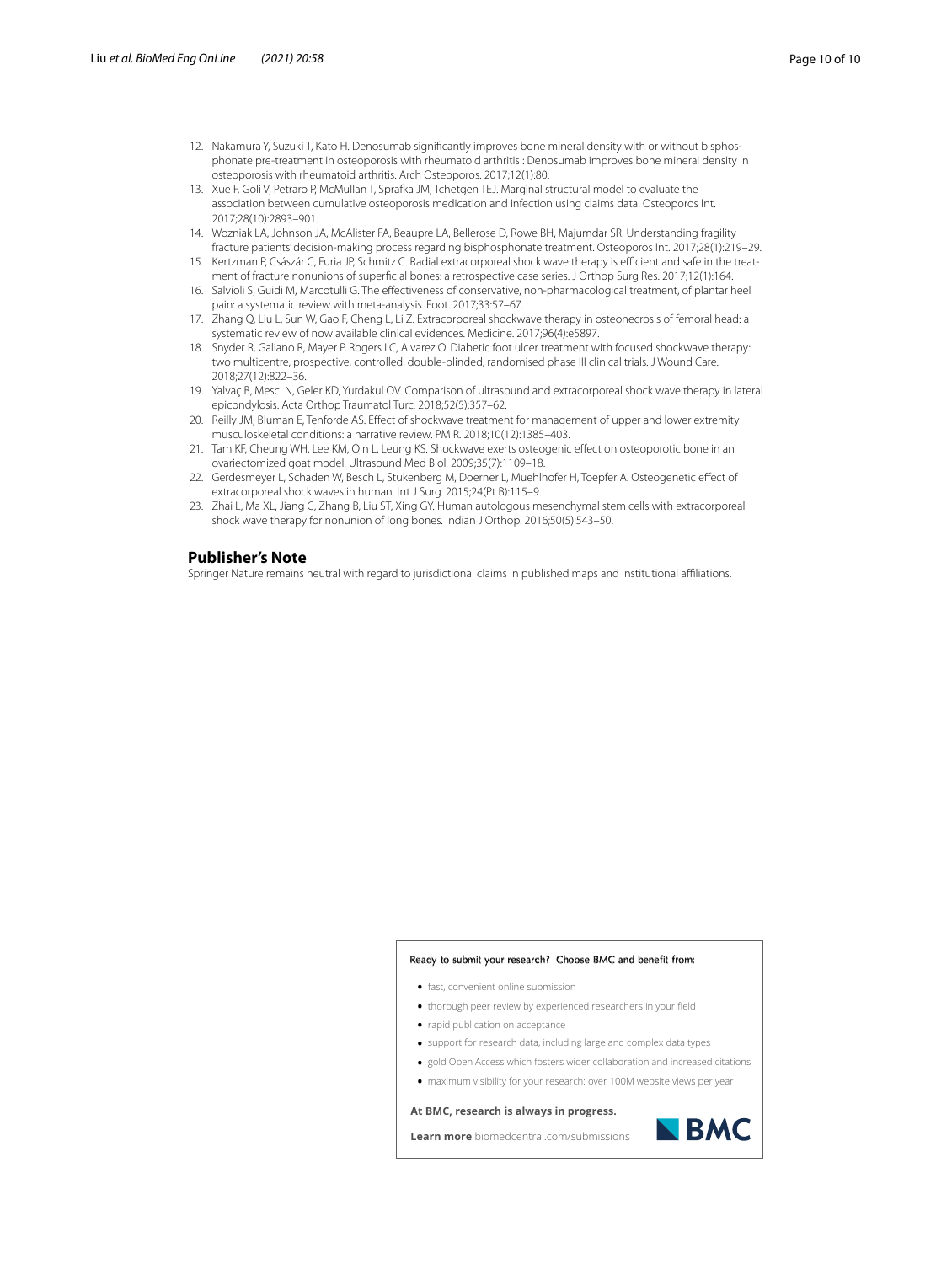12. Nakamura Y, Suzuki T, Kato H. Denosumab significantly improves bone mineral density with or without bisphosphonate pre-treatment in osteoporosis with rheumatoid arthritis : Denosumab improves bone mineral density in osteoporosis with rheumatoid arthritis. Arch Osteoporos. 2017;12(1):80.
13. Xue F, Goli V, Petraro P, McMullan T, Sprafka JM, Tchetgen TEJ. Marginal structural model to evaluate the association between cumulative osteoporosis medication and infection using claims data. Osteoporos Int. 2017;28(10):2893–901.
14. Wozniak LA, Johnson JA, McAlister FA, Beaupre LA, Bellerose D, Rowe BH, Majumdar SR. Understanding fragility fracture patients' decision-making process regarding bisphosphonate treatment. Osteoporos Int. 2017;28(1):219–29.
15. Kertzman P, Császár C, Furia JP, Schmitz C. Radial extracorporeal shock wave therapy is efficient and safe in the treatment of fracture nonunions of superficial bones: a retrospective case series. J Orthop Surg Res. 2017;12(1):164.
16. Salvioli S, Guidi M, Marcotulli G. The effectiveness of conservative, non-pharmacological treatment, of plantar heel pain: a systematic review with meta-analysis. Foot. 2017;33:57–67.
17. Zhang Q, Liu L, Sun W, Gao F, Cheng L, Li Z. Extracorporeal shockwave therapy in osteonecrosis of femoral head: a systematic review of now available clinical evidences. Medicine. 2017;96(4):e5897.
18. Snyder R, Galiano R, Mayer P, Rogers LC, Alvarez O. Diabetic foot ulcer treatment with focused shockwave therapy: two multicentre, prospective, controlled, double-blinded, randomised phase III clinical trials. J Wound Care. 2018;27(12):822–36.
19. Yalvaç B, Mesci N, Geler KD, Yurdakul OV. Comparison of ultrasound and extracorporeal shock wave therapy in lateral epicondylosis. Acta Orthop Traumatol Turc. 2018;52(5):357–62.
20. Reilly JM, Bluman E, Tenforde AS. Effect of shockwave treatment for management of upper and lower extremity musculoskeletal conditions: a narrative review. PM R. 2018;10(12):1385–403.
21. Tam KF, Cheung WH, Lee KM, Qin L, Leung KS. Shockwave exerts osteogenic effect on osteoporotic bone in an ovariectomized goat model. Ultrasound Med Biol. 2009;35(7):1109–18.
22. Gerdesmeyer L, Schaden W, Besch L, Stukenberg M, Doerner L, Muehlhofer H, Toepfer A. Osteogenetic effect of extracorporeal shock waves in human. Int J Surg. 2015;24(Pt B):115–9.
23. Zhai L, Ma XL, Jiang C, Zhang B, Liu ST, Xing GY. Human autologous mesenchymal stem cells with extracorporeal shock wave therapy for nonunion of long bones. Indian J Orthop. 2016;50(5):543–50.

## Publisher's Note

Springer Nature remains neutral with regard to jurisdictional claims in published maps and institutional affiliations.